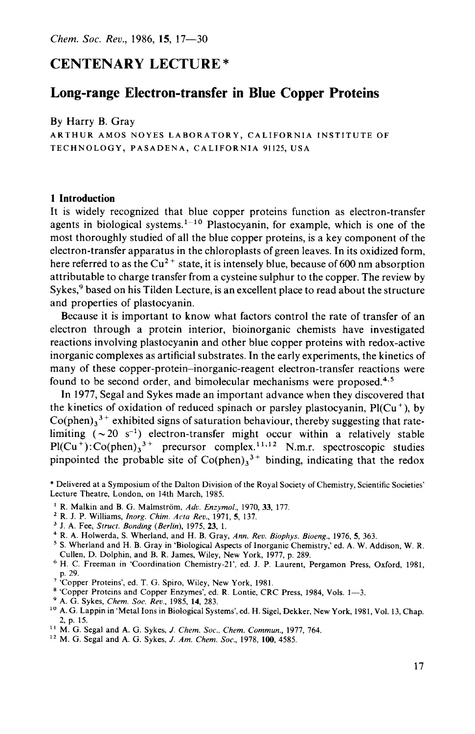# CENTENARY LECTURE*

## Long-range Electron-transfer in Blue Copper Proteins

By Harry B. Gray

ARTHUR AMOS NOYES LABORATORY, CALIFORNIA INSTITUTE OF TECHNOLOGY, PASADENA, CALIFORNIA 91125, USA

### 1 Introduction

It is widely recognized that blue copper proteins function as electron-transfer agents in biological systems.[1–10] Plastocyanin, for example, which is one of the most thoroughly studied of all the blue copper proteins, is a key component of the electron-transfer apparatus in the chloroplasts of green leaves. In its oxidized form, here referred to as the $Cu^{2+}$ state, it is intensely blue, because of 600 nm absorption attributable to charge transfer from a cysteine sulphur to the copper. The review by Sykes,[9] based on his Tilden Lecture, is an excellent place to read about the structure and properties of plastocyanin.

Because it is important to know what factors control the rate of transfer of an electron through a protein interior, bioinorganic chemists have investigated reactions involving plastocyanin and other blue copper proteins with redox-active inorganic complexes as artificial substrates. In the early experiments, the kinetics of many of these copper-protein–inorganic-reagent electron-transfer reactions were found to be second order, and bimolecular mechanisms were proposed.[4,5]

In 1977, Segal and Sykes made an important advance when they discovered that the kinetics of oxidation of reduced spinach or parsley plastocyanin, Pl($Cu^+$), by $Co(phen)_3{}^{3+}$ exhibited signs of saturation behaviour, thereby suggesting that rate-limiting ($\sim 20$ $s^{-1}$) electron-transfer might occur within a relatively stable Pl($Cu^+$):$Co(phen)_3{}^{3+}$ precursor complex.[11,12] N.m.r. spectroscopic studies pinpointed the probable site of $Co(phen)_3{}^{3+}$ binding, indicating that the redox

---

\* Delivered at a Symposium of the Dalton Division of the Royal Society of Chemistry, Scientific Societies' Lecture Theatre, London, on 14th March, 1985.

[1] R. Malkin and B. G. Malmström, *Adv. Enzymol.*, 1970, **33**, 177.

[2] R. J. P. Williams, *Inorg. Chim. Acta Rev.*, 1971, **5**, 137.

[3] J. A. Fee, *Struct. Bonding (Berlin)*, 1975, **23**, 1.

[4] R. A. Holwerda, S. Wherland, and H. B. Gray, *Ann. Rev. Biophys. Bioeng.*, 1976, **5**, 363.

[5] S. Wherland and H. B. Gray in 'Biological Aspects of Inorganic Chemistry,' ed. A. W. Addison, W. R. Cullen, D. Dolphin, and B. R. James, Wiley, New York, 1977, p. 289.

[6] H. C. Freeman in 'Coordination Chemistry-21', ed. J. P. Laurent, Pergamon Press, Oxford, 1981, p. 29.

[7] 'Copper Proteins', ed. T. G. Spiro, Wiley, New York, 1981.

[8] 'Copper Proteins and Copper Enzymes', ed. R. Lontie, CRC Press, 1984, Vols. 1—3.

[9] A. G. Sykes, *Chem. Soc. Rev.*, 1985, **14**, 283.

[10] A. G. Lappin in 'Metal Ions in Biological Systems', ed. H. Sigel, Dekker, New York, 1981, Vol. 13, Chap. 2, p. 15.

[11] M. G. Segal and A. G. Sykes, *J. Chem. Soc., Chem. Commun.*, 1977, 764.

[12] M. G. Segal and A. G. Sykes, *J. Am. Chem. Soc.*, 1978, **100**, 4585.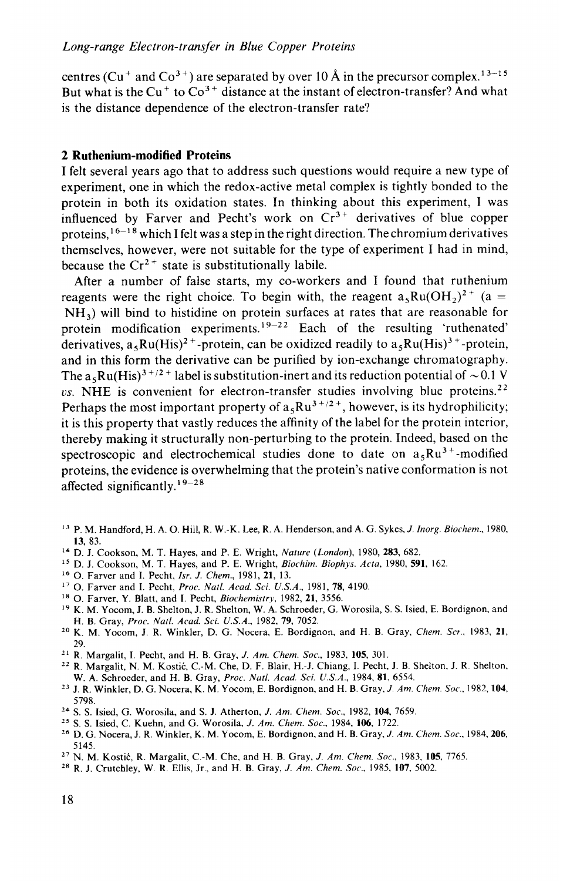centres ($Cu^+$ and $Co^{3+}$) are separated by over 10 Å in the precursor complex.[13–15] But what is the $Cu^+$ to $Co^{3+}$ distance at the instant of electron-transfer? And what is the distance dependence of the electron-transfer rate?

## 2 Ruthenium-modified Proteins

I felt several years ago that to address such questions would require a new type of experiment, one in which the redox-active metal complex is tightly bonded to the protein in both its oxidation states. In thinking about this experiment, I was influenced by Farver and Pecht's work on $Cr^{3+}$ derivatives of blue copper proteins,[16–18] which I felt was a step in the right direction. The chromium derivatives themselves, however, were not suitable for the type of experiment I had in mind, because the $Cr^{2+}$ state is substitutionally labile.

After a number of false starts, my co-workers and I found that ruthenium reagents were the right choice. To begin with, the reagent $a_5Ru(OH_2)^{2+}$ (a = $NH_3$) will bind to histidine on protein surfaces at rates that are reasonable for protein modification experiments.[19–22] Each of the resulting 'ruthenated' derivatives, $a_5Ru(His)^{2+}$-protein, can be oxidized readily to $a_5Ru(His)^{3+}$-protein, and in this form the derivative can be purified by ion-exchange chromatography. The $a_5Ru(His)^{3+/2+}$ label is substitution-inert and its reduction potential of ~0.1 V *vs.* NHE is convenient for electron-transfer studies involving blue proteins.[22] Perhaps the most important property of $a_5Ru^{3+/2+}$, however, is its hydrophilicity; it is this property that vastly reduces the affinity of the label for the protein interior, thereby making it structurally non-perturbing to the protein. Indeed, based on the spectroscopic and electrochemical studies done to date on $a_5Ru^{3+}$-modified proteins, the evidence is overwhelming that the protein's native conformation is not affected significantly.[19–28]

[13] P. M. Handford, H. A. O. Hill, R. W.-K. Lee, R. A. Henderson, and A. G. Sykes, *J. Inorg. Biochem.*, 1980, **13**, 83.

[14] D. J. Cookson, M. T. Hayes, and P. E. Wright, *Nature (London)*, 1980, **283**, 682.

[15] D. J. Cookson, M. T. Hayes, and P. E. Wright, *Biochim. Biophys. Acta*, 1980, **591**, 162.

[16] O. Farver and I. Pecht, *Isr. J. Chem.*, 1981, **21**, 13.

[17] O. Farver and I. Pecht, *Proc. Natl. Acad. Sci. U.S.A.*, 1981, **78**, 4190.

[18] O. Farver, Y. Blatt, and I. Pecht, *Biochemistry*, 1982, **21**, 3556.

[19] K. M. Yocom, J. B. Shelton, J. R. Shelton, W. A. Schroeder, G. Worosila, S. S. Isied, E. Bordignon, and H. B. Gray, *Proc. Natl. Acad. Sci. U.S.A.*, 1982, **79**, 7052.

[20] K. M. Yocom, J. R. Winkler, D. G. Nocera, E. Bordignon, and H. B. Gray, *Chem. Scr.*, 1983, **21**, 29.

[21] R. Margalit, I. Pecht, and H. B. Gray, *J. Am. Chem. Soc.*, 1983, **105**, 301.

[22] R. Margalit, N. M. Kostić, C.-M. Che, D. F. Blair, H.-J. Chiang, I. Pecht, J. B. Shelton, J. R. Shelton, W. A. Schroeder, and H. B. Gray, *Proc. Natl. Acad. Sci. U.S.A.*, 1984, **81**, 6554.

[23] J. R. Winkler, D. G. Nocera, K. M. Yocom, E. Bordignon, and H. B. Gray, *J. Am. Chem. Soc.*, 1982, **104**, 5798.

[24] S. S. Isied, G. Worosila, and S. J. Atherton, *J. Am. Chem. Soc.*, 1982, **104**, 7659.

[25] S. S. Isied, C. Kuehn, and G. Worosila, *J. Am. Chem. Soc.*, 1984, **106**, 1722.

[26] D. G. Nocera, J. R. Winkler, K. M. Yocom, E. Bordignon, and H. B. Gray, *J. Am. Chem. Soc.*, 1984, **206**, 5145.

[27] N. M. Kostić, R. Margalit, C.-M. Che, and H. B. Gray, *J. Am. Chem. Soc.*, 1983, **105**, 7765.

[28] R. J. Crutchley, W. R. Ellis, Jr., and H. B. Gray, *J. Am. Chem. Soc.*, 1985, **107**, 5002.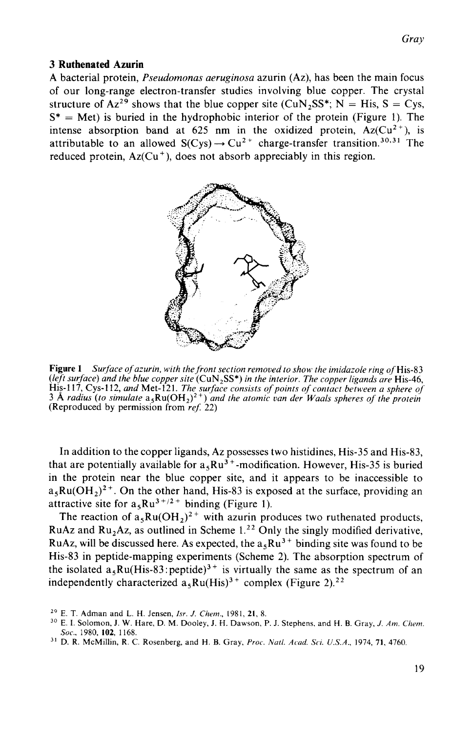## 3 Ruthenated Azurin

A bacterial protein, *Pseudomonas aeruginosa* azurin (Az), has been the main focus of our long-range electron-transfer studies involving blue copper. The crystal structure of Az[29] shows that the blue copper site ($CuN_2SS^*$; N = His, S = Cys, S* = Met) is buried in the hydrophobic interior of the protein (Figure 1). The intense absorption band at 625 nm in the oxidized protein, Az($Cu^{2+}$), is attributable to an allowed S(Cys) $\rightarrow$ $Cu^{2+}$ charge-transfer transition.[30,31] The reduced protein, Az($Cu^{+}$), does not absorb appreciably in this region.

**Figure 1** *Surface of azurin, with the front section removed to show the imidazole ring of* His-83 *(left surface) and the blue copper site* ($CuN_2SS^*$) *in the interior. The copper ligands are* His-46, His-117, Cys-112, *and* Met-121. *The surface consists of points of contact between a sphere of 3 Å radius (to simulate* $a_5Ru(OH_2)^{2+}$*) and the atomic van der Waals spheres of the protein* (Reproduced by permission from *ref.* 22)

In addition to the copper ligands, Az possesses two histidines, His-35 and His-83, that are potentially available for $a_5Ru^{3+}$-modification. However, His-35 is buried in the protein near the blue copper site, and it appears to be inaccessible to $a_5Ru(OH_2)^{2+}$. On the other hand, His-83 is exposed at the surface, providing an attractive site for $a_5Ru^{3+/2+}$ binding (Figure 1).

The reaction of $a_5Ru(OH_2)^{2+}$ with azurin produces two ruthenated products, RuAz and $Ru_2Az$, as outlined in Scheme 1.[22] Only the singly modified derivative, RuAz, will be discussed here. As expected, the $a_5Ru^{3+}$ binding site was found to be His-83 in peptide-mapping experiments (Scheme 2). The absorption spectrum of the isolated $a_5Ru(\text{His-83:peptide})^{3+}$ is virtually the same as the spectrum of an independently characterized $a_5Ru(His)^{3+}$ complex (Figure 2).[22]

[29] E. T. Adman and L. H. Jensen, *Isr. J. Chem.*, 1981, **21**, 8.

[30] E. I. Solomon, J. W. Hare, D. M. Dooley, J. H. Dawson, P. J. Stephens, and H. B. Gray, *J. Am. Chem. Soc.*, 1980, **102**, 1168.

[31] D. R. McMillin, R. C. Rosenberg, and H. B. Gray, *Proc. Natl. Acad. Sci. U.S.A.*, 1974, **71**, 4760.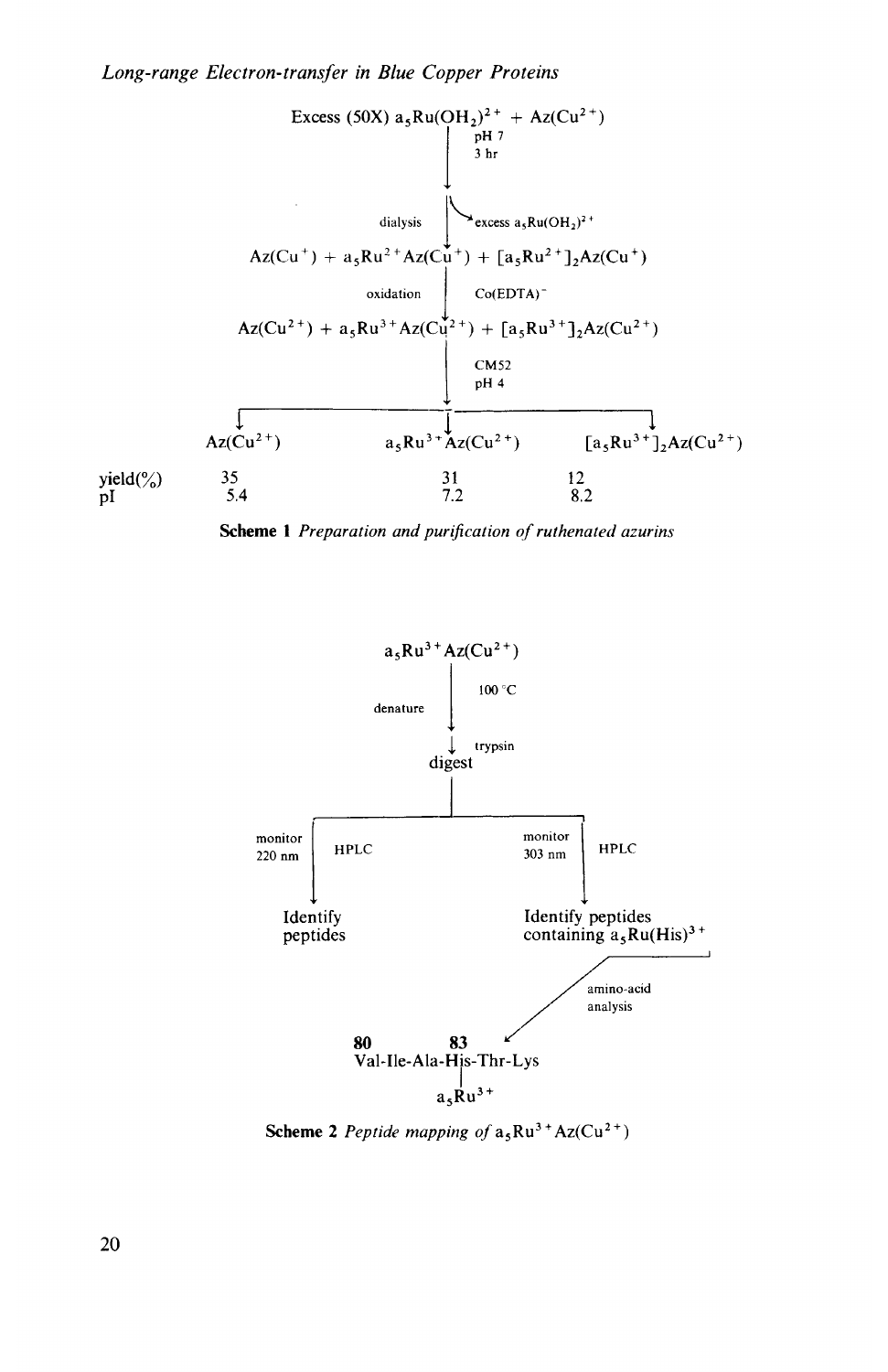Excess (50X) $a_5Ru(OH_2)^{2+}$ + $Az(Cu^{2+})$

↓ pH 7, 3 hr

↓ dialysis → excess $a_5Ru(OH_2)^{2+}$

$Az(Cu^+)$ + $a_5Ru^{2+}Az(Cu^+)$ + $[a_5Ru^{2+}]_2Az(Cu^+)$

↓ oxidation, $Co(EDTA)^-$

$Az(Cu^{2+})$ + $a_5Ru^{3+}Az(Cu^{2+})$ + $[a_5Ru^{3+}]_2Az(Cu^{2+})$

↓ CM52, pH 4

| | $Az(Cu^{2+})$ | $a_5Ru^{3+}Az(Cu^{2+})$ | $[a_5Ru^{3+}]_2Az(Cu^{2+})$ |
|---|---|---|---|
| yield(%) | 35 | 31 | 12 |
| pI | 5.4 | 7.2 | 8.2 |

**Scheme 1** *Preparation and purification of ruthenated azurins*

$a_5Ru^{3+}Az(Cu^{2+})$

↓ denature, 100 °C

↓ trypsin

digest

→ monitor 220 nm, HPLC → Identify peptides

→ monitor 303 nm, HPLC → Identify peptides containing $a_5Ru(His)^{3+}$ → amino-acid analysis

**80** Val-Ile-Ala-His(**83**, $a_5Ru^{3+}$)-Thr-Lys

**Scheme 2** *Peptide mapping of* $a_5Ru^{3+}Az(Cu^{2+})$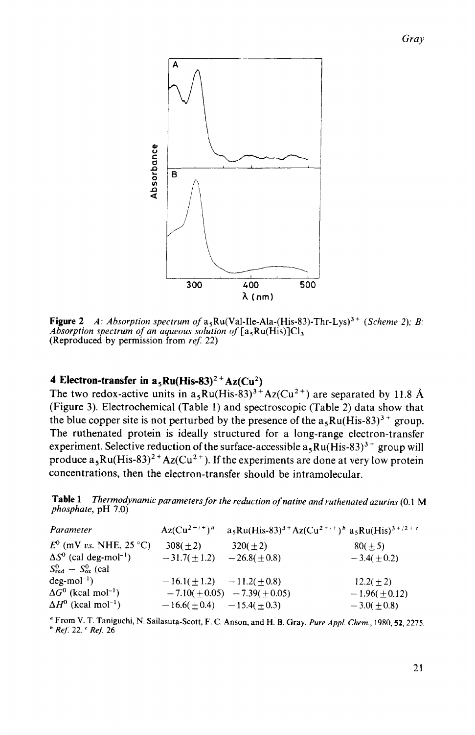**Figure 2** *A: Absorption spectrum of* $a_5Ru(Val\text{-}Ile\text{-}Ala\text{-}(His\text{-}83)\text{-}Thr\text{-}Lys)^{3+}$ *(Scheme 2); B: Absorption spectrum of an aqueous solution of* $[a_5Ru(His)]Cl_3$
(Reproduced by permission from *ref.* 22)

## 4 Electron-transfer in $a_5Ru(His\text{-}83)^{2+}Az(Cu^{2})$

The two redox-active units in $a_5Ru(His\text{-}83)^{3+}Az(Cu^{2+})$ are separated by 11.8 Å (Figure 3). Electrochemical (Table 1) and spectroscopic (Table 2) data show that the blue copper site is not perturbed by the presence of the $a_5Ru(His\text{-}83)^{3+}$ group. The ruthenated protein is ideally structured for a long-range electron-transfer experiment. Selective reduction of the surface-accessible $a_5Ru(His\text{-}83)^{3+}$ group will produce $a_5Ru(His\text{-}83)^{2+}Az(Cu^{2+})$. If the experiments are done at very low protein concentrations, then the electron-transfer should be intramolecular.

**Table 1** *Thermodynamic parameters for the reduction of native and ruthenated azurins* (0.1 M *phosphate*, pH 7.0)

| *Parameter* | $Az(Cu^{2+/+})$[a] | $a_5Ru(His\text{-}83)^{3+}Az(Cu^{2+/+})$[b] | $a_5Ru(His)^{3+/2+}$[c] |
|---|---|---|---|
| $E^0$ (mV *vs.* NHE, 25 °C) | 308(±2) | 320(±2) | 80(±5) |
| $\Delta S^0$ (cal deg-mol$^{-1}$) | −31.7(±1.2) | −26.8(±0.8) | −3.4(±0.2) |
| $S^0_{red} - S^0_{ox}$ (cal deg-mol$^{-1}$) | −16.1(±1.2) | −11.2(±0.8) | 12.2(±2) |
| $\Delta G^0$ (kcal mol$^{-1}$) | −7.10(±0.05) | −7.39(±0.05) | −1.96(±0.12) |
| $\Delta H^0$ (kcal mol$^{-1}$) | −16.6(±0.4) | −15.4(±0.3) | −3.0(±0.8) |

[a] From V. T. Taniguchi, N. Sailasuta-Scott, F. C. Anson, and H. B. Gray, *Pure Appl. Chem.*, 1980, **52**, 2275.
[b] *Ref.* 22. [c] *Ref.* 26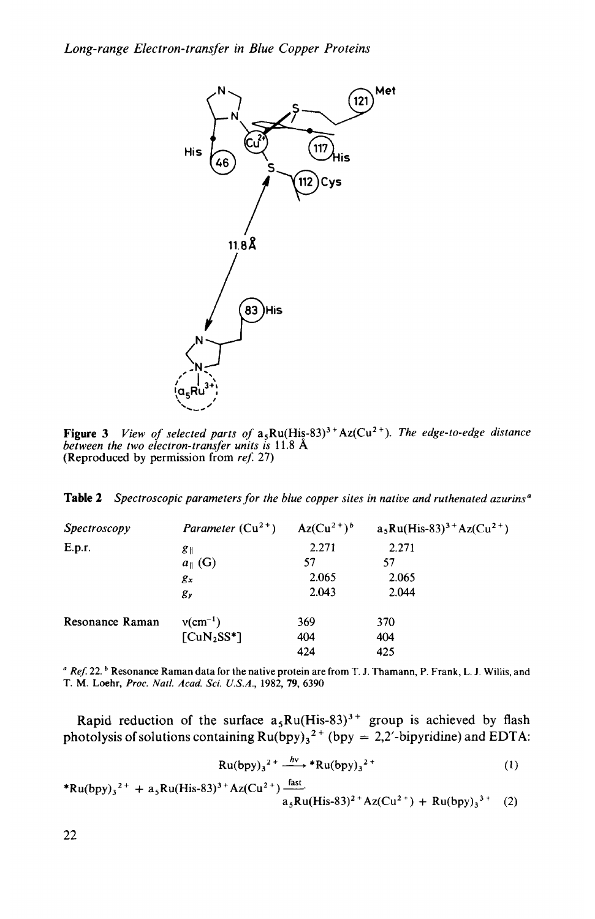**Figure 3** *View of selected parts of* $a_5Ru(His\text{-}83)^{3+}Az(Cu^{2+})$. *The edge-to-edge distance between the two electron-transfer units is* 11.8 Å
(Reproduced by permission from *ref.* 27)

**Table 2** *Spectroscopic parameters for the blue copper sites in native and ruthenated azurins*[a]

| Spectroscopy | Parameter ($Cu^{2+}$) | $Az(Cu^{2+})$[b] | $a_5Ru(His\text{-}83)^{3+}Az(Cu^{2+})$ |
|---|---|---|---|
| E.p.r. | $g_{\parallel}$ | 2.271 | 2.271 |
| | $a_{\parallel}$ (G) | 57 | 57 |
| | $g_x$ | 2.065 | 2.065 |
| | $g_y$ | 2.043 | 2.044 |
| Resonance Raman | $\nu$(cm$^{-1}$) | 369 | 370 |
| | [$CuN_2SS^*$] | 404 | 404 |
| | | 424 | 425 |

[a] *Ref.* 22. [b] Resonance Raman data for the native protein are from T. J. Thamann, P. Frank, L. J. Willis, and T. M. Loehr, *Proc. Natl. Acad. Sci. U.S.A.*, 1982, **79**, 6390

Rapid reduction of the surface $a_5Ru(His\text{-}83)^{3+}$ group is achieved by flash photolysis of solutions containing $Ru(bpy)_3{}^{2+}$ (bpy = 2,2′-bipyridine) and EDTA:

$$Ru(bpy)_3{}^{2+} \xrightarrow{h\nu} {}^*Ru(bpy)_3{}^{2+} \quad (1)$$

$${}^*Ru(bpy)_3{}^{2+} + a_5Ru(His\text{-}83)^{3+}Az(Cu^{2+}) \xrightarrow{\text{fast}} a_5Ru(His\text{-}83)^{2+}Az(Cu^{2+}) + Ru(bpy)_3{}^{3+} \quad (2)$$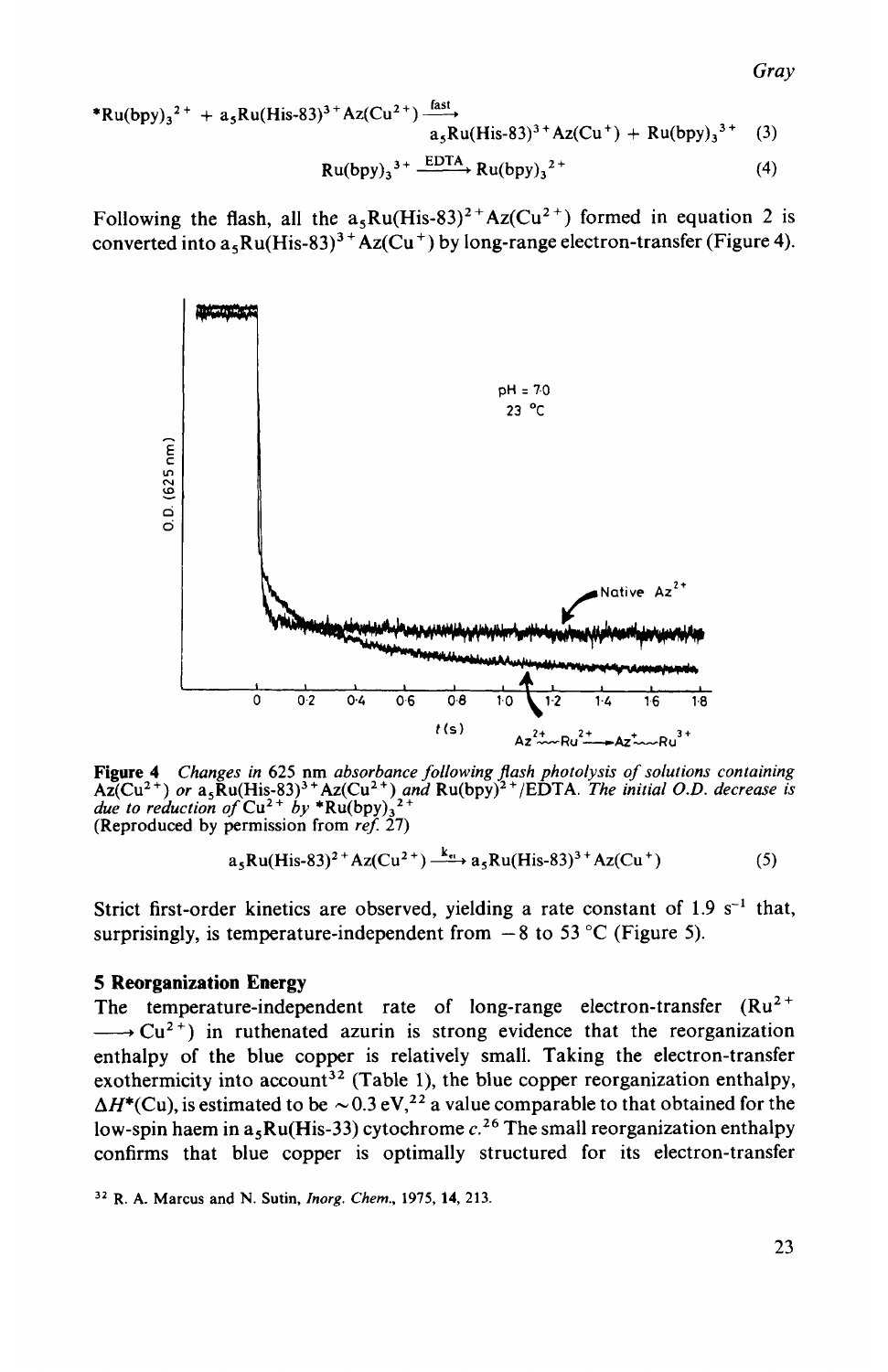$$*Ru(bpy)_3^{2+} + a_5Ru(His\text{-}83)^{3+}Az(Cu^{2+}) \xrightarrow{\text{fast}} a_5Ru(His\text{-}83)^{3+}Az(Cu^{+}) + Ru(bpy)_3^{3+} \quad (3)$$

$$Ru(bpy)_3^{3+} \xrightarrow{\text{EDTA}} Ru(bpy)_3^{2+} \quad (4)$$

Following the flash, all the $a_5Ru(His\text{-}83)^{2+}Az(Cu^{2+})$ formed in equation 2 is converted into $a_5Ru(His\text{-}83)^{3+}Az(Cu^{+})$ by long-range electron-transfer (Figure 4).

**Figure 4** *Changes in* 625 nm *absorbance following flash photolysis of solutions containing* $Az(Cu^{2+})$ *or* $a_5Ru(His\text{-}83)^{3+}Az(Cu^{2+})$ *and* $Ru(bpy)^{2+}$/EDTA. *The initial O.D. decrease is due to reduction of* $Cu^{2+}$ *by* $*Ru(bpy)_3^{2+}$
(Reproduced by permission from *ref.* 27)

$$a_5Ru(His\text{-}83)^{2+}Az(Cu^{2+}) \xrightarrow{k_{et}} a_5Ru(His\text{-}83)^{3+}Az(Cu^{+}) \quad (5)$$

Strict first-order kinetics are observed, yielding a rate constant of 1.9 $s^{-1}$ that, surprisingly, is temperature-independent from $-8$ to 53 °C (Figure 5).

## 5 Reorganization Energy

The temperature-independent rate of long-range electron-transfer ($Ru^{2+} \longrightarrow Cu^{2+}$) in ruthenated azurin is strong evidence that the reorganization enthalpy of the blue copper is relatively small. Taking the electron-transfer exothermicity into account[32] (Table 1), the blue copper reorganization enthalpy, $\Delta H^{*}(Cu)$, is estimated to be $\sim 0.3$ eV,[22] a value comparable to that obtained for the low-spin haem in $a_5Ru(His\text{-}33)$ cytochrome *c*.[26] The small reorganization enthalpy confirms that blue copper is optimally structured for its electron-transfer

[32] R. A. Marcus and N. Sutin, *Inorg. Chem.*, 1975, **14**, 213.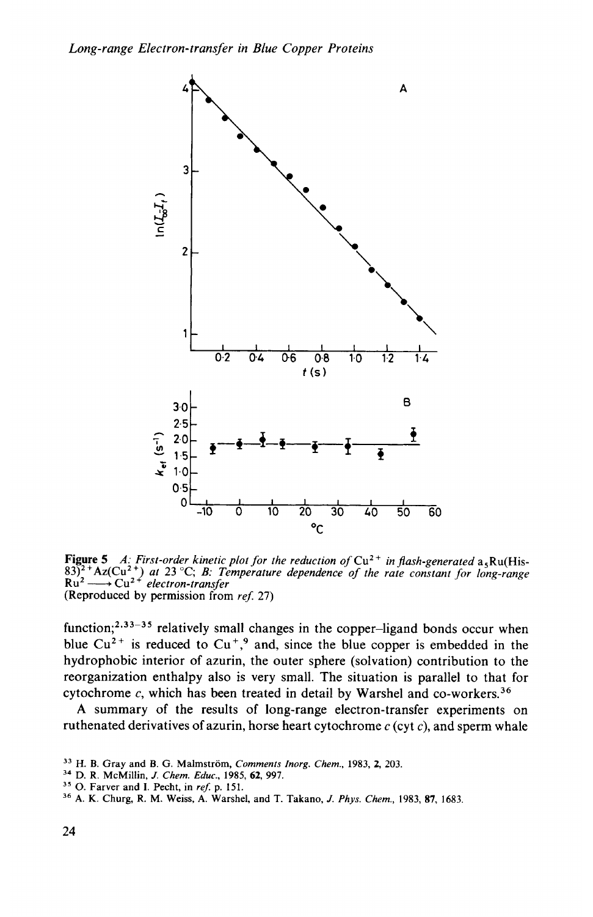**Figure 5** *A: First-order kinetic plot for the reduction of* $Cu^{2+}$ *in flash-generated* $a_5Ru(His\text{-}83)^{2+}Az(Cu^{2+})$ *at 23 °C; B: Temperature dependence of the rate constant for long-range* $Ru^{2} \longrightarrow Cu^{2+}$ *electron-transfer*
(Reproduced by permission from *ref.* 27)

function;[2,33–35] relatively small changes in the copper–ligand bonds occur when blue $Cu^{2+}$ is reduced to $Cu^{+}$,[9] and, since the blue copper is embedded in the hydrophobic interior of azurin, the outer sphere (solvation) contribution to the reorganization enthalpy also is very small. The situation is parallel to that for cytochrome *c*, which has been treated in detail by Warshel and co-workers.[36]

A summary of the results of long-range electron-transfer experiments on ruthenated derivatives of azurin, horse heart cytochrome *c* (cyt *c*), and sperm whale

[33] H. B. Gray and B. G. Malmström, *Comments Inorg. Chem.*, 1983, **2**, 203.
[34] D. R. McMillin, *J. Chem. Educ.*, 1985, **62**, 997.
[35] O. Farver and I. Pecht, in *ref.* p. 151.
[36] A. K. Churg, R. M. Weiss, A. Warshel, and T. Takano, *J. Phys. Chem.*, 1983, **87**, 1683.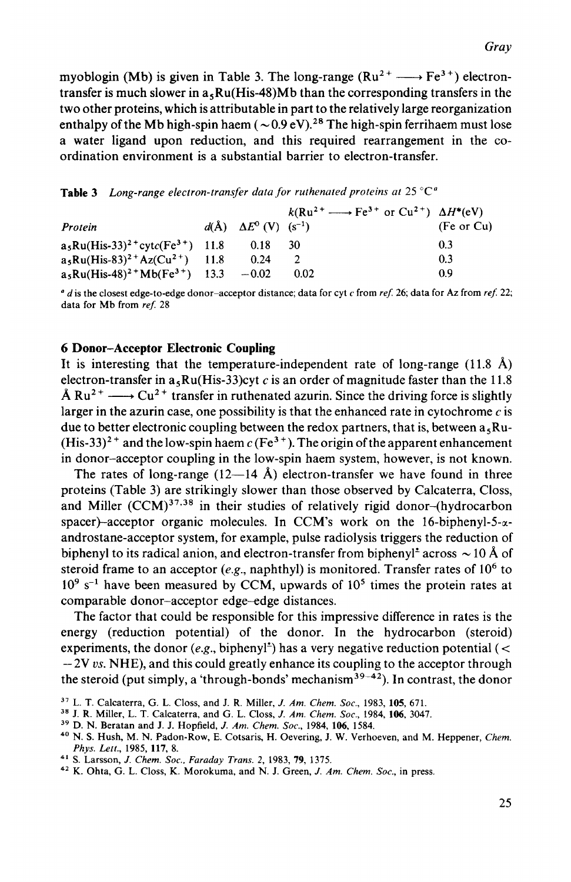myoblogin (Mb) is given in Table 3. The long-range ($Ru^{2+} \longrightarrow Fe^{3+}$) electron-transfer is much slower in $a_5Ru$(His-48)Mb than the corresponding transfers in the two other proteins, which is attributable in part to the relatively large reorganization enthalpy of the Mb high-spin haem ($\sim 0.9$ eV).[28] The high-spin ferrihaem must lose a water ligand upon reduction, and this required rearrangement in the co-ordination environment is a substantial barrier to electron-transfer.

**Table 3** *Long-range electron-transfer data for ruthenated proteins at 25 °C*[a]

| Protein | $d$(Å) | $\Delta E^0$ (V) | $k$($Ru^{2+} \longrightarrow Fe^{3+}$ or $Cu^{2+}$) ($s^{-1}$) | $\Delta H^*$(eV) (Fe or Cu) |
|---|---|---|---|---|
| $a_5Ru$(His-33)$^{2+}$cyt$c$($Fe^{3+}$) | 11.8 | 0.18 | 30 | 0.3 |
| $a_5Ru$(His-83)$^{2+}$Az($Cu^{2+}$) | 11.8 | 0.24 | 2 | 0.3 |
| $a_5Ru$(His-48)$^{2+}$Mb($Fe^{3+}$) | 13.3 | −0.02 | 0.02 | 0.9 |

[a] $d$ is the closest edge-to-edge donor–acceptor distance; data for cyt $c$ from *ref.* 26; data for Az from *ref.* 22; data for Mb from *ref.* 28

## 6 Donor–Acceptor Electronic Coupling

It is interesting that the temperature-independent rate of long-range (11.8 Å) electron-transfer in $a_5Ru$(His-33)cyt $c$ is an order of magnitude faster than the 11.8 Å $Ru^{2+} \longrightarrow Cu^{2+}$ transfer in ruthenated azurin. Since the driving force is slightly larger in the azurin case, one possibility is that the enhanced rate in cytochrome $c$ is due to better electronic coupling between the redox partners, that is, between $a_5Ru$-(His-33)$^{2+}$ and the low-spin haem $c$ ($Fe^{3+}$). The origin of the apparent enhancement in donor–acceptor coupling in the low-spin haem system, however, is not known.

The rates of long-range (12—14 Å) electron-transfer we have found in three proteins (Table 3) are strikingly slower than those observed by Calcaterra, Closs, and Miller (CCM)[37,38] in their studies of relatively rigid donor–(hydrocarbon spacer)–acceptor organic molecules. In CCM's work on the 16-biphenyl-5-α-androstane-acceptor system, for example, pulse radiolysis triggers the reduction of biphenyl to its radical anion, and electron-transfer from biphenyl$^{\dot{-}}$ across $\sim 10$ Å of steroid frame to an acceptor (*e.g.*, naphthyl) is monitored. Transfer rates of $10^6$ to $10^9$ $s^{-1}$ have been measured by CCM, upwards of $10^5$ times the protein rates at comparable donor–acceptor edge–edge distances.

The factor that could be responsible for this impressive difference in rates is the energy (reduction potential) of the donor. In the hydrocarbon (steroid) experiments, the donor (*e.g.*, biphenyl$^{\dot{-}}$) has a very negative reduction potential ($< -2$V *vs.* NHE), and this could greatly enhance its coupling to the acceptor through the steroid (put simply, a 'through-bonds' mechanism[39–42]). In contrast, the donor

[37] L. T. Calcaterra, G. L. Closs, and J. R. Miller, *J. Am. Chem. Soc.*, 1983, **105**, 671.

[38] J. R. Miller, L. T. Calcaterra, and G. L. Closs, *J. Am. Chem. Soc.*, 1984, **106**, 3047.

[39] D. N. Beratan and J. J. Hopfield, *J. Am. Chem. Soc.*, 1984, **106**, 1584.

[40] N. S. Hush, M. N. Padon-Row, E. Cotsaris, H. Oevering, J. W. Verhoeven, and M. Heppener, *Chem. Phys. Lett.*, 1985, **117**, 8.

[41] S. Larsson, *J. Chem. Soc., Faraday Trans. 2*, 1983, **79**, 1375.

[42] K. Ohta, G. L. Closs, K. Morokuma, and N. J. Green, *J. Am. Chem. Soc.*, in press.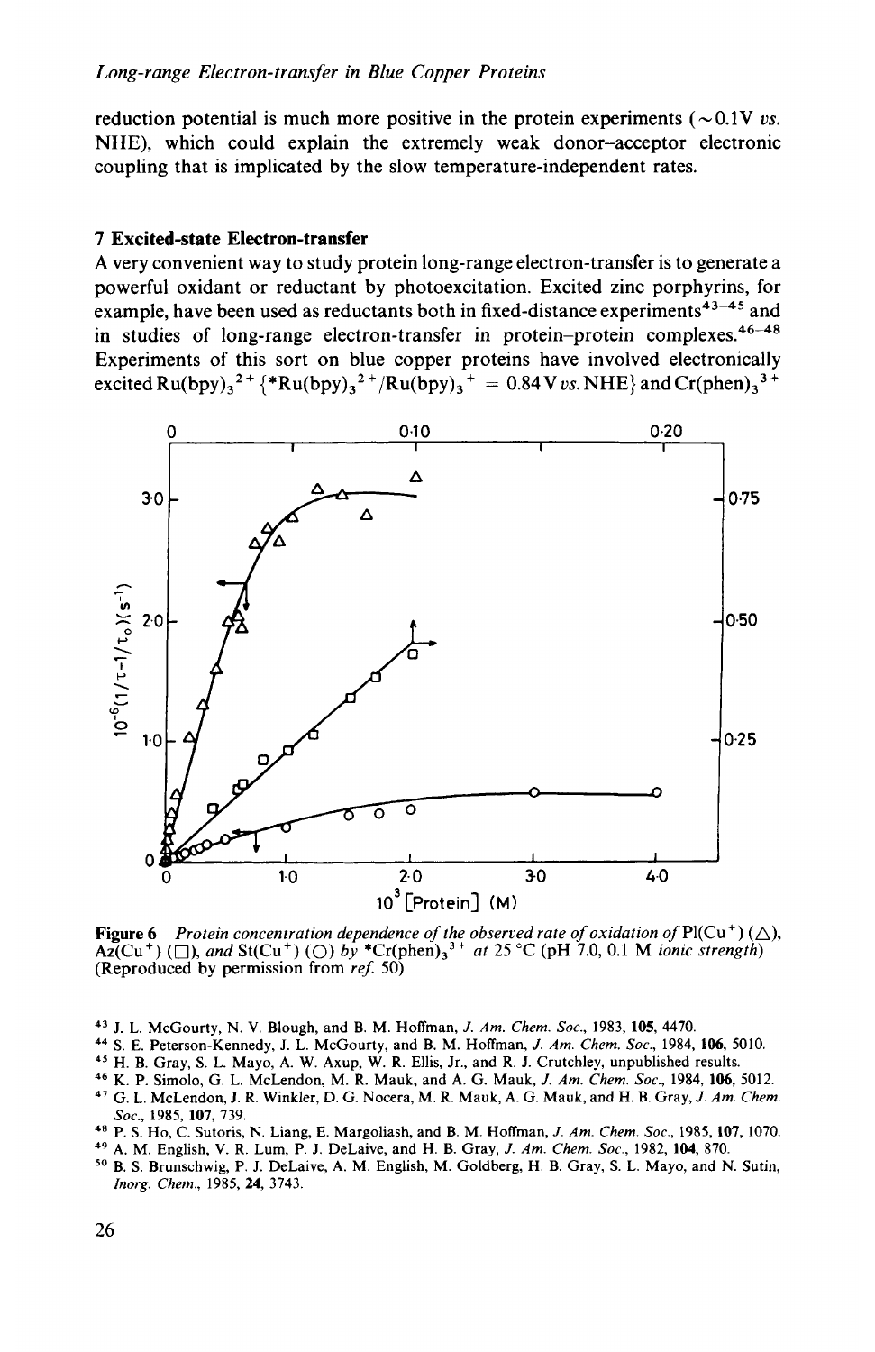reduction potential is much more positive in the protein experiments (~0.1V *vs.* NHE), which could explain the extremely weak donor–acceptor electronic coupling that is implicated by the slow temperature-independent rates.

## 7 Excited-state Electron-transfer

A very convenient way to study protein long-range electron-transfer is to generate a powerful oxidant or reductant by photoexcitation. Excited zinc porphyrins, for example, have been used as reductants both in fixed-distance experiments[43–45] and in studies of long-range electron-transfer in protein–protein complexes.[46–48] Experiments of this sort on blue copper proteins have involved electronically excited $Ru(bpy)_3^{2+}$ {$*Ru(bpy)_3^{2+}/Ru(bpy)_3^{+}$ = 0.84 V *vs.* NHE} and $Cr(phen)_3^{3+}$

**Figure 6** *Protein concentration dependence of the observed rate of oxidation of* $Pl(Cu^+)$ (△), $Az(Cu^+)$ (□), *and* $St(Cu^+)$ (○) *by* $*Cr(phen)_3^{3+}$ *at* 25 °C (pH 7.0, 0.1 M *ionic strength*) (Reproduced by permission from *ref.* 50)

[43] J. L. McGourty, N. V. Blough, and B. M. Hoffman, *J. Am. Chem. Soc.*, 1983, **105**, 4470.

[44] S. E. Peterson-Kennedy, J. L. McGourty, and B. M. Hoffman, *J. Am. Chem. Soc.*, 1984, **106**, 5010.

[45] H. B. Gray, S. L. Mayo, A. W. Axup, W. R. Ellis, Jr., and R. J. Crutchley, unpublished results.

[46] K. P. Simolo, G. L. McLendon, M. R. Mauk, and A. G. Mauk, *J. Am. Chem. Soc.*, 1984, **106**, 5012.

[47] G. L. McLendon, J. R. Winkler, D. G. Nocera, M. R. Mauk, A. G. Mauk, and H. B. Gray, *J. Am. Chem. Soc.*, 1985, **107**, 739.

[48] P. S. Ho, C. Sutoris, N. Liang, E. Margoliash, and B. M. Hoffman, *J. Am. Chem. Soc.*, 1985, **107**, 1070.

[49] A. M. English, V. R. Lum, P. J. DeLaive, and H. B. Gray, *J. Am. Chem. Soc.*, 1982, **104**, 870.

[50] B. S. Brunschwig, P. J. DeLaive, A. M. English, M. Goldberg, H. B. Gray, S. L. Mayo, and N. Sutin, *Inorg. Chem.*, 1985, **24**, 3743.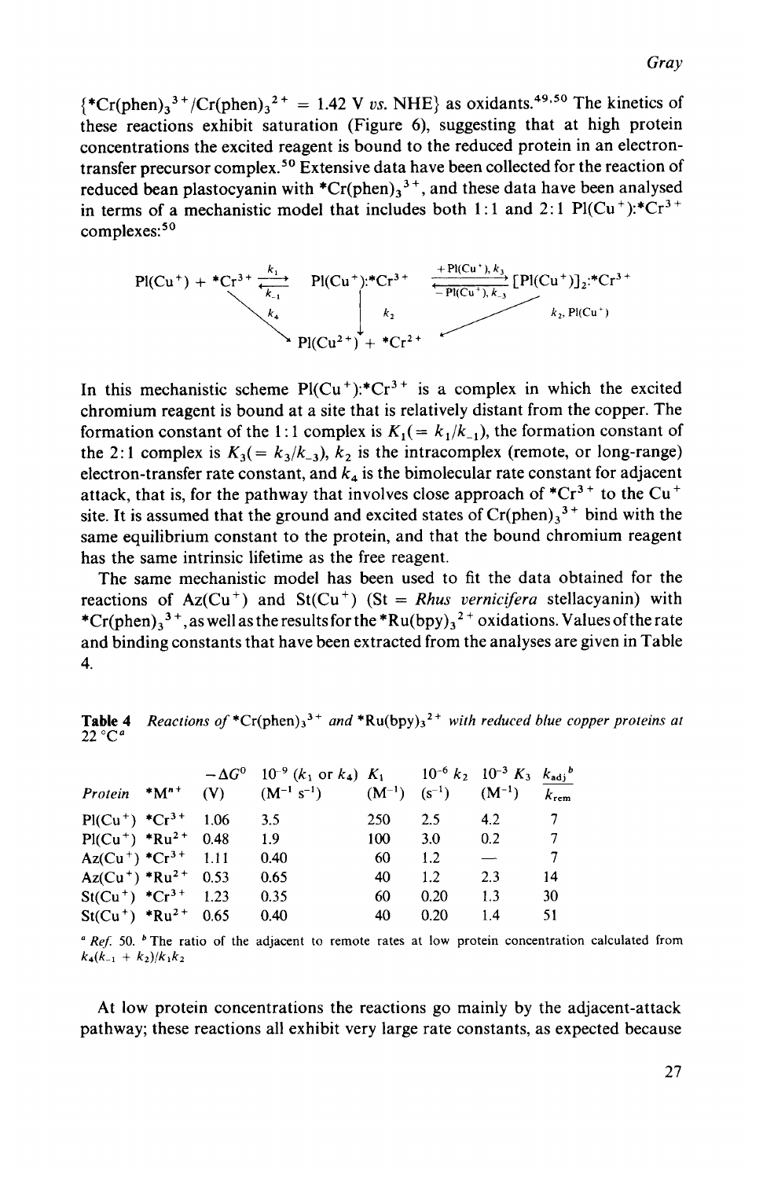{$*Cr(phen)_3^{3+}/Cr(phen)_3^{2+}$ = 1.42 V *vs.* NHE} as oxidants.[49,50] The kinetics of these reactions exhibit saturation (Figure 6), suggesting that at high protein concentrations the excited reagent is bound to the reduced protein in an electron-transfer precursor complex.[50] Extensive data have been collected for the reaction of reduced bean plastocyanin with $*Cr(phen)_3^{3+}$, and these data have been analysed in terms of a mechanistic model that includes both 1:1 and 2:1 $Pl(Cu^+)$:$*Cr^{3+}$ complexes:[50]

$$Pl(Cu^+) + *Cr^{3+} \underset{k_{-1}}{\overset{k_1}{\rightleftharpoons}} Pl(Cu^+){:}*Cr^{3+} \underset{-Pl(Cu^+),\,k_{-3}}{\overset{+Pl(Cu^+),\,k_3}{\rightleftharpoons}} [Pl(Cu^+)]_2{:}*Cr^{3+}$$

$$Pl(Cu^+) + *Cr^{3+} \xrightarrow{k_4} Pl(Cu^{2+}) + *Cr^{2+}; \quad Pl(Cu^+){:}*Cr^{3+} \xrightarrow{k_2} Pl(Cu^{2+}) + *Cr^{2+}; \quad [Pl(Cu^+)]_2{:}*Cr^{3+} \xrightarrow{k_2,\ Pl(Cu^+)} Pl(Cu^{2+}) + *Cr^{2+}$$

In this mechanistic scheme $Pl(Cu^+)$:$*Cr^{3+}$ is a complex in which the excited chromium reagent is bound at a site that is relatively distant from the copper. The formation constant of the 1:1 complex is $K_1 (= k_1/k_{-1})$, the formation constant of the 2:1 complex is $K_3 (= k_3/k_{-3})$, $k_2$ is the intracomplex (remote, or long-range) electron-transfer rate constant, and $k_4$ is the bimolecular rate constant for adjacent attack, that is, for the pathway that involves close approach of $*Cr^{3+}$ to the $Cu^+$ site. It is assumed that the ground and excited states of $Cr(phen)_3^{3+}$ bind with the same equilibrium constant to the protein, and that the bound chromium reagent has the same intrinsic lifetime as the free reagent.

The same mechanistic model has been used to fit the data obtained for the reactions of $Az(Cu^+)$ and $St(Cu^+)$ (St = *Rhus vernicifera* stellacyanin) with $*Cr(phen)_3^{3+}$, as well as the results for the $*Ru(bpy)_3^{2+}$ oxidations. Values of the rate and binding constants that have been extracted from the analyses are given in Table 4.

**Table 4** *Reactions of* $*Cr(phen)_3^{3+}$ *and* $*Ru(bpy)_3^{2+}$ *with reduced blue copper proteins at 22 °C*[a]

| *Protein* | $*M^{n+}$ | $-\Delta G^0$ (V) | $10^{-9}$ ($k_1$ or $k_4$) ($M^{-1}$ $s^{-1}$) | $K_1$ ($M^{-1}$) | $10^{-6}$ $k_2$ ($s^{-1}$) | $10^{-3}$ $K_3$ ($M^{-1}$) | $k_{adj}/k_{rem}$[b] |
|---|---|---|---|---|---|---|---|
| $Pl(Cu^+)$ | $*Cr^{3+}$ | 1.06 | 3.5 | 250 | 2.5 | 4.2 | 7 |
| $Pl(Cu^+)$ | $*Ru^{2+}$ | 0.48 | 1.9 | 100 | 3.0 | 0.2 | 7 |
| $Az(Cu^+)$ | $*Cr^{3+}$ | 1.11 | 0.40 | 60 | 1.2 | — | 7 |
| $Az(Cu^+)$ | $*Ru^{2+}$ | 0.53 | 0.65 | 40 | 1.2 | 2.3 | 14 |
| $St(Cu^+)$ | $*Cr^{3+}$ | 1.23 | 0.35 | 60 | 0.20 | 1.3 | 30 |
| $St(Cu^+)$ | $*Ru^{2+}$ | 0.65 | 0.40 | 40 | 0.20 | 1.4 | 51 |

[a] *Ref.* 50. [b] The ratio of the adjacent to remote rates at low protein concentration calculated from $k_4(k_{-1} + k_2)/k_1k_2$

At low protein concentrations the reactions go mainly by the adjacent-attack pathway; these reactions all exhibit very large rate constants, as expected because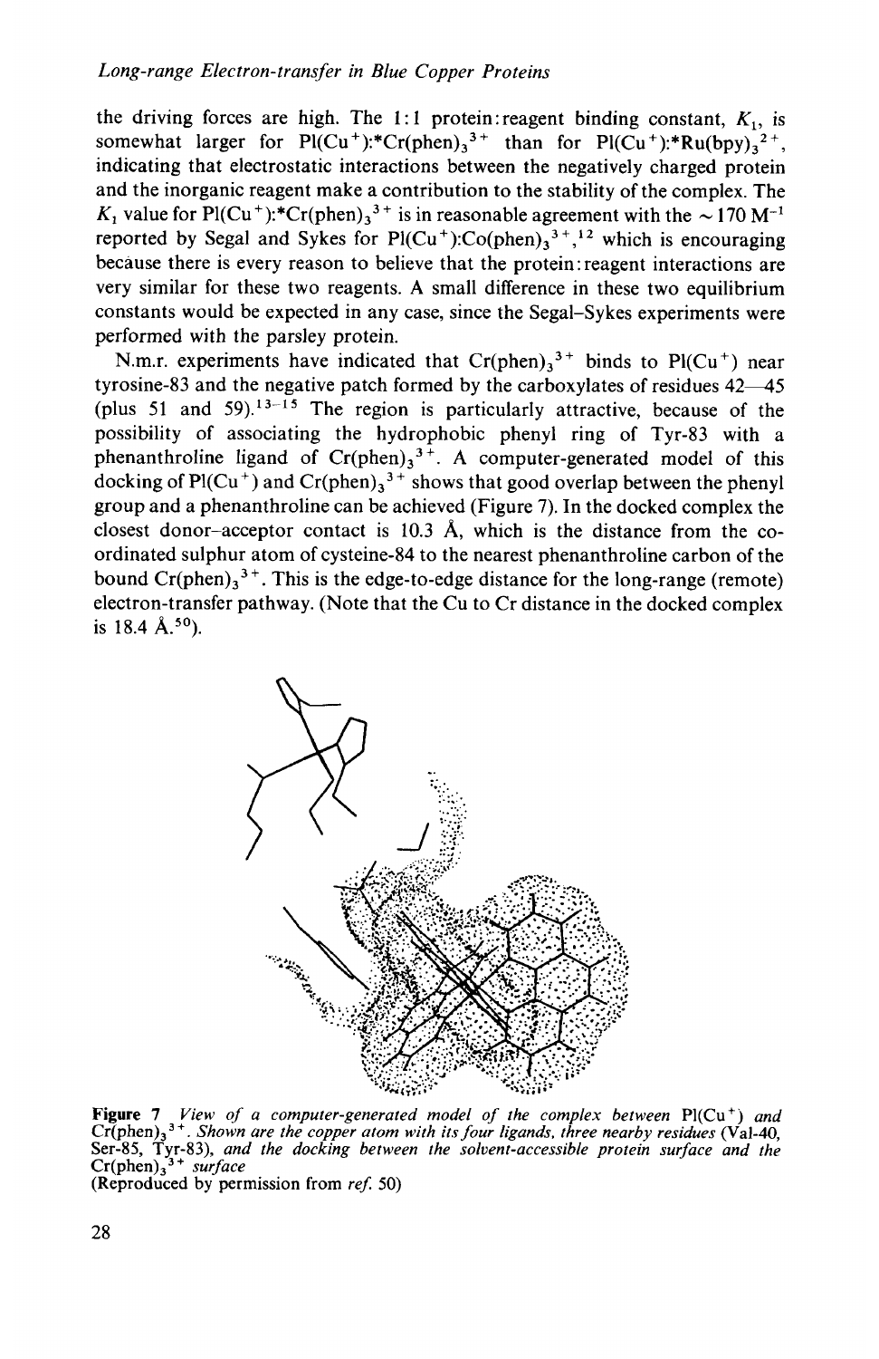the driving forces are high. The 1:1 protein:reagent binding constant, $K_1$, is somewhat larger for Pl($Cu^+$):*$Cr(phen)_3^{3+}$ than for Pl($Cu^+$):*$Ru(bpy)_3^{2+}$, indicating that electrostatic interactions between the negatively charged protein and the inorganic reagent make a contribution to the stability of the complex. The $K_1$ value for Pl($Cu^+$):*$Cr(phen)_3^{3+}$ is in reasonable agreement with the ~170 $M^{-1}$ reported by Segal and Sykes for Pl($Cu^+$):$Co(phen)_3^{3+}$,[12] which is encouraging because there is every reason to believe that the protein:reagent interactions are very similar for these two reagents. A small difference in these two equilibrium constants would be expected in any case, since the Segal–Sykes experiments were performed with the parsley protein.

N.m.r. experiments have indicated that $Cr(phen)_3^{3+}$ binds to Pl($Cu^+$) near tyrosine-83 and the negative patch formed by the carboxylates of residues 42—45 (plus 51 and 59).[13–15] The region is particularly attractive, because of the possibility of associating the hydrophobic phenyl ring of Tyr-83 with a phenanthroline ligand of $Cr(phen)_3^{3+}$. A computer-generated model of this docking of Pl($Cu^+$) and $Cr(phen)_3^{3+}$ shows that good overlap between the phenyl group and a phenanthroline can be achieved (Figure 7). In the docked complex the closest donor–acceptor contact is 10.3 Å, which is the distance from the co-ordinated sulphur atom of cysteine-84 to the nearest phenanthroline carbon of the bound $Cr(phen)_3^{3+}$. This is the edge-to-edge distance for the long-range (remote) electron-transfer pathway. (Note that the Cu to Cr distance in the docked complex is 18.4 Å.[50]).

**Figure 7** *View of a computer-generated model of the complex between* Pl($Cu^+$) *and* $Cr(phen)_3^{3+}$. *Shown are the copper atom with its four ligands, three nearby residues* (Val-40, Ser-85, Tyr-83), *and the docking between the solvent-accessible protein surface and the* $Cr(phen)_3^{3+}$ *surface*
(Reproduced by permission from *ref.* 50)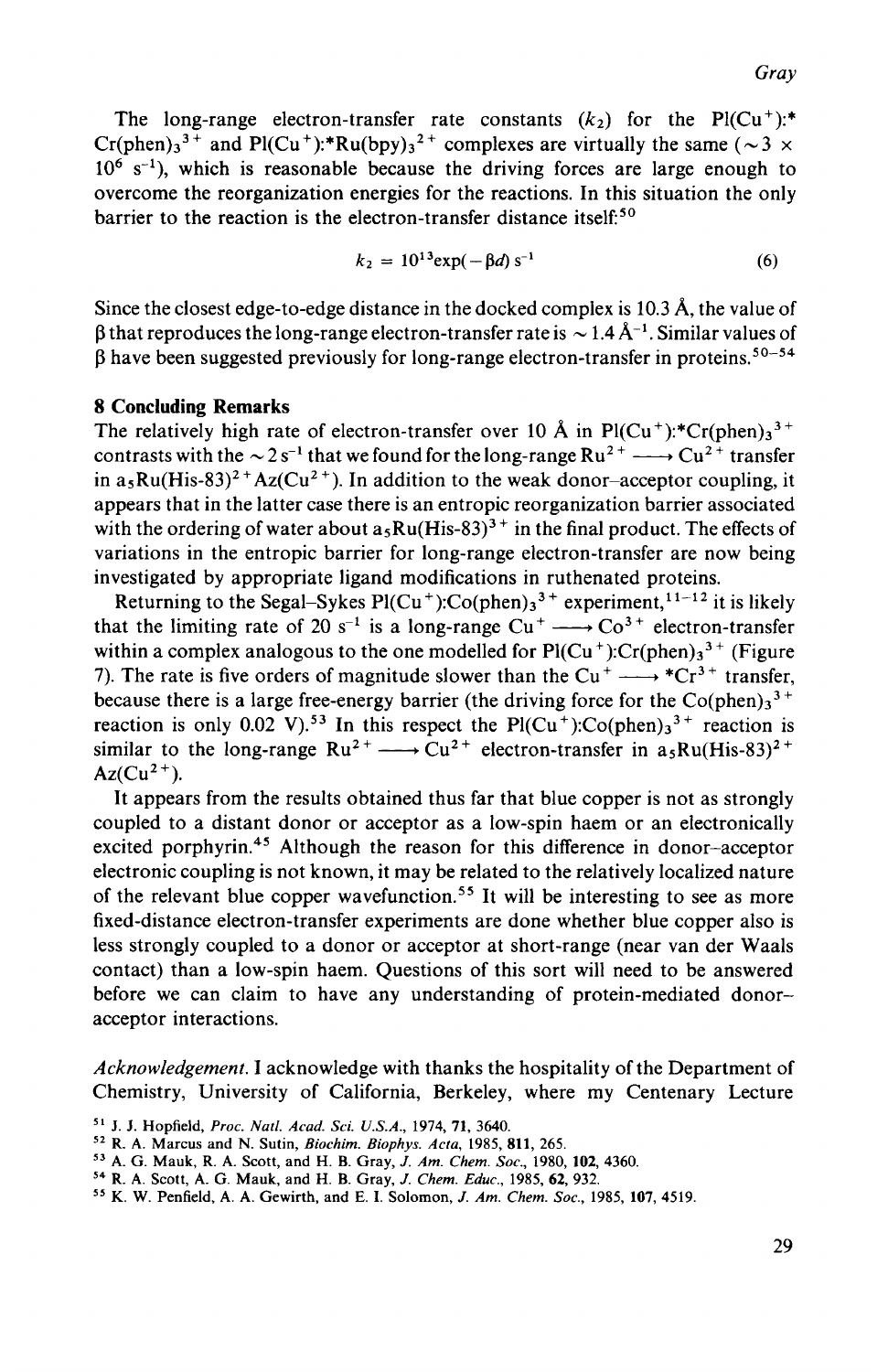The long-range electron-transfer rate constants ($k_2$) for the Pl($Cu^+$):*$Cr(phen)_3^{3+}$ and Pl($Cu^+$):*$Ru(bpy)_3^{2+}$ complexes are virtually the same ($\sim 3 \times 10^6$ $s^{-1}$), which is reasonable because the driving forces are large enough to overcome the reorganization energies for the reactions. In this situation the only barrier to the reaction is the electron-transfer distance itself:[50]

$$k_2 = 10^{13}\exp(-\beta d)\ s^{-1} \qquad (6)$$

Since the closest edge-to-edge distance in the docked complex is 10.3 Å, the value of $\beta$ that reproduces the long-range electron-transfer rate is $\sim 1.4$ Å$^{-1}$. Similar values of $\beta$ have been suggested previously for long-range electron-transfer in proteins.[50–54]

## 8 Concluding Remarks

The relatively high rate of electron-transfer over 10 Å in Pl($Cu^+$):*$Cr(phen)_3^{3+}$ contrasts with the $\sim 2$ $s^{-1}$ that we found for the long-range $Ru^{2+} \longrightarrow Cu^{2+}$ transfer in $a_5Ru(His\text{-}83)^{2+}Az(Cu^{2+})$. In addition to the weak donor–acceptor coupling, it appears that in the latter case there is an entropic reorganization barrier associated with the ordering of water about $a_5Ru(His\text{-}83)^{3+}$ in the final product. The effects of variations in the entropic barrier for long-range electron-transfer are now being investigated by appropriate ligand modifications in ruthenated proteins.

Returning to the Segal–Sykes Pl($Cu^+$):$Co(phen)_3^{3+}$ experiment,[11–12] it is likely that the limiting rate of 20 $s^{-1}$ is a long-range $Cu^+ \longrightarrow Co^{3+}$ electron-transfer within a complex analogous to the one modelled for Pl($Cu^+$):$Cr(phen)_3^{3+}$ (Figure 7). The rate is five orders of magnitude slower than the $Cu^+ \longrightarrow$ *$Cr^{3+}$ transfer, because there is a large free-energy barrier (the driving force for the $Co(phen)_3^{3+}$ reaction is only 0.02 V).[53] In this respect the Pl($Cu^+$):$Co(phen)_3^{3+}$ reaction is similar to the long-range $Ru^{2+} \longrightarrow Cu^{2+}$ electron-transfer in $a_5Ru(His\text{-}83)^{2+}$ $Az(Cu^{2+})$.

It appears from the results obtained thus far that blue copper is not as strongly coupled to a distant donor or acceptor as a low-spin haem or an electronically excited porphyrin.[45] Although the reason for this difference in donor–acceptor electronic coupling is not known, it may be related to the relatively localized nature of the relevant blue copper wavefunction.[55] It will be interesting to see as more fixed-distance electron-transfer experiments are done whether blue copper also is less strongly coupled to a donor or acceptor at short-range (near van der Waals contact) than a low-spin haem. Questions of this sort will need to be answered before we can claim to have any understanding of protein-mediated donor–acceptor interactions.

*Acknowledgement.* I acknowledge with thanks the hospitality of the Department of Chemistry, University of California, Berkeley, where my Centenary Lecture

[51] J. J. Hopfield, *Proc. Natl. Acad. Sci. U.S.A.*, 1974, **71**, 3640.
[52] R. A. Marcus and N. Sutin, *Biochim. Biophys. Acta*, 1985, **811**, 265.
[53] A. G. Mauk, R. A. Scott, and H. B. Gray, *J. Am. Chem. Soc.*, 1980, **102**, 4360.
[54] R. A. Scott, A. G. Mauk, and H. B. Gray, *J. Chem. Educ.*, 1985, **62**, 932.
[55] K. W. Penfield, A. A. Gewirth, and E. I. Solomon, *J. Am. Chem. Soc.*, 1985, **107**, 4519.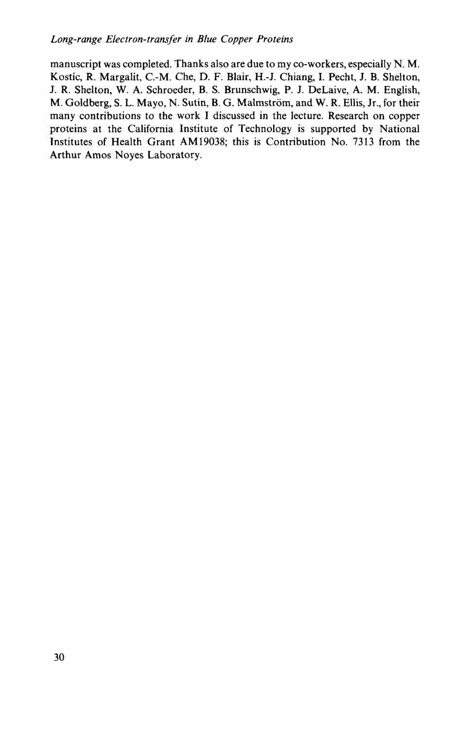manuscript was completed. Thanks also are due to my co-workers, especially N. M. Kostíc, R. Margalit, C.-M. Che, D. F. Blair, H.-J. Chiang, I. Pecht, J. B. Shelton, J. R. Shelton, W. A. Schroeder, B. S. Brunschwig, P. J. DeLaive, A. M. English, M. Goldberg, S. L. Mayo, N. Sutin, B. G. Malmström, and W. R. Ellis, Jr., for their many contributions to the work I discussed in the lecture. Research on copper proteins at the California Institute of Technology is supported by National Institutes of Health Grant AM19038; this is Contribution No. 7313 from the Arthur Amos Noyes Laboratory.